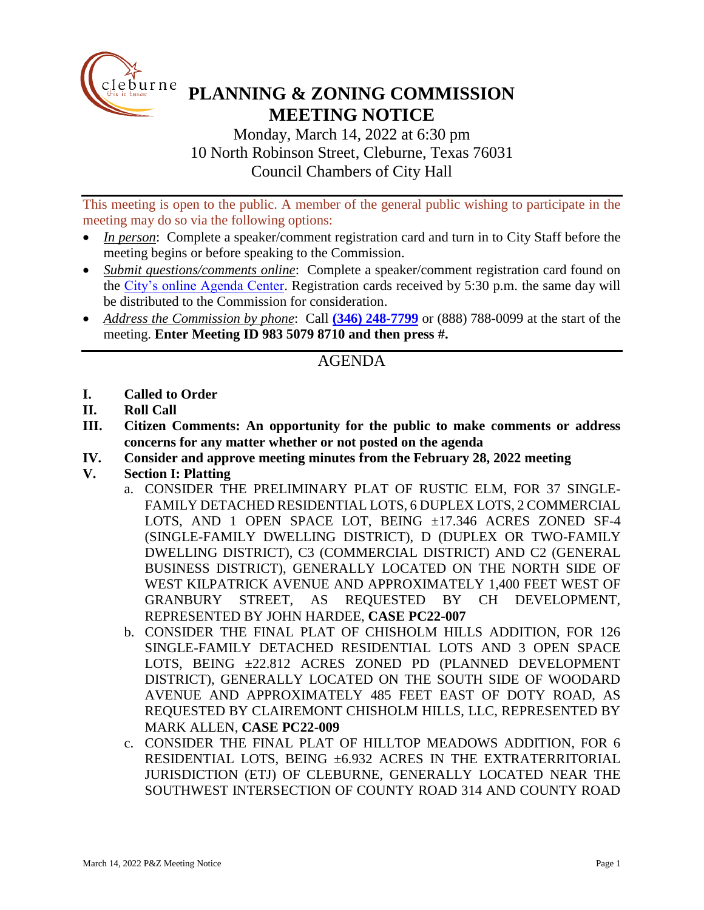# PLANNING & ZONING COMMISSION MEETING NOTICE

Monday, March 14, 2022 at 6:30 pm
10 North Robinson Street, Cleburne, Texas 76031
Council Chambers of City Hall

This meeting is open to the public. A member of the general public wishing to participate in the meeting may do so via the following options:

- *In person*: Complete a speaker/comment registration card and turn in to City Staff before the meeting begins or before speaking to the Commission.
- *Submit questions/comments online*: Complete a speaker/comment registration card found on the City's online Agenda Center. Registration cards received by 5:30 p.m. the same day will be distributed to the Commission for consideration.
- *Address the Commission by phone*: Call **(346) 248-7799** or (888) 788-0099 at the start of the meeting. **Enter Meeting ID 983 5079 8710 and then press #.**

## AGENDA

- **I. Called to Order**
- **II. Roll Call**
- **III. Citizen Comments: An opportunity for the public to make comments or address concerns for any matter whether or not posted on the agenda**
- **IV. Consider and approve meeting minutes from the February 28, 2022 meeting**
- **V. Section I: Platting**
  - a. CONSIDER THE PRELIMINARY PLAT OF RUSTIC ELM, FOR 37 SINGLE-FAMILY DETACHED RESIDENTIAL LOTS, 6 DUPLEX LOTS, 2 COMMERCIAL LOTS, AND 1 OPEN SPACE LOT, BEING ±17.346 ACRES ZONED SF-4 (SINGLE-FAMILY DWELLING DISTRICT), D (DUPLEX OR TWO-FAMILY DWELLING DISTRICT), C3 (COMMERCIAL DISTRICT) AND C2 (GENERAL BUSINESS DISTRICT), GENERALLY LOCATED ON THE NORTH SIDE OF WEST KILPATRICK AVENUE AND APPROXIMATELY 1,400 FEET WEST OF GRANBURY STREET, AS REQUESTED BY CH DEVELOPMENT, REPRESENTED BY JOHN HARDEE, **CASE PC22-007**
  - b. CONSIDER THE FINAL PLAT OF CHISHOLM HILLS ADDITION, FOR 126 SINGLE-FAMILY DETACHED RESIDENTIAL LOTS AND 3 OPEN SPACE LOTS, BEING ±22.812 ACRES ZONED PD (PLANNED DEVELOPMENT DISTRICT), GENERALLY LOCATED ON THE SOUTH SIDE OF WOODARD AVENUE AND APPROXIMATELY 485 FEET EAST OF DOTY ROAD, AS REQUESTED BY CLAIREMONT CHISHOLM HILLS, LLC, REPRESENTED BY MARK ALLEN, **CASE PC22-009**
  - c. CONSIDER THE FINAL PLAT OF HILLTOP MEADOWS ADDITION, FOR 6 RESIDENTIAL LOTS, BEING ±6.932 ACRES IN THE EXTRATERRITORIAL JURISDICTION (ETJ) OF CLEBURNE, GENERALLY LOCATED NEAR THE SOUTHWEST INTERSECTION OF COUNTY ROAD 314 AND COUNTY ROAD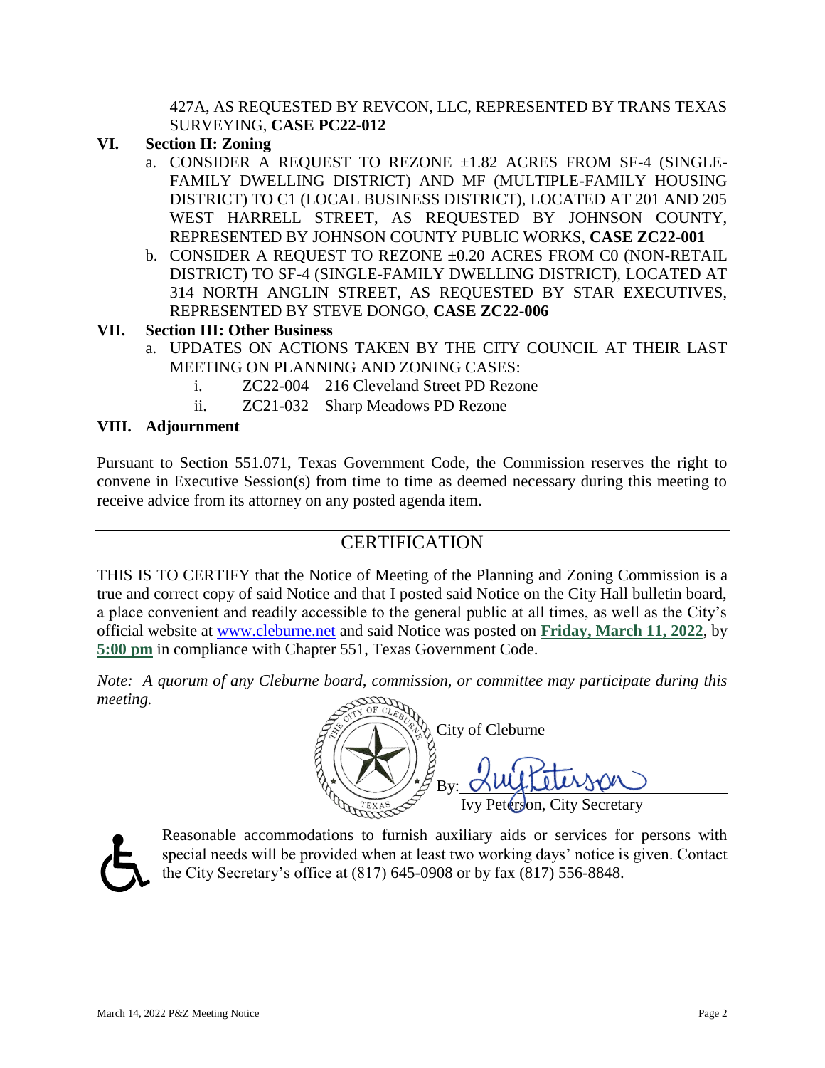427A, AS REQUESTED BY REVCON, LLC, REPRESENTED BY TRANS TEXAS SURVEYING, **CASE PC22-012**

**VI. Section II: Zoning**

a. CONSIDER A REQUEST TO REZONE ±1.82 ACRES FROM SF-4 (SINGLE-FAMILY DWELLING DISTRICT) AND MF (MULTIPLE-FAMILY HOUSING DISTRICT) TO C1 (LOCAL BUSINESS DISTRICT), LOCATED AT 201 AND 205 WEST HARRELL STREET, AS REQUESTED BY JOHNSON COUNTY, REPRESENTED BY JOHNSON COUNTY PUBLIC WORKS, **CASE ZC22-001**

b. CONSIDER A REQUEST TO REZONE ±0.20 ACRES FROM C0 (NON-RETAIL DISTRICT) TO SF-4 (SINGLE-FAMILY DWELLING DISTRICT), LOCATED AT 314 NORTH ANGLIN STREET, AS REQUESTED BY STAR EXECUTIVES, REPRESENTED BY STEVE DONGO, **CASE ZC22-006**

**VII. Section III: Other Business**

a. UPDATES ON ACTIONS TAKEN BY THE CITY COUNCIL AT THEIR LAST MEETING ON PLANNING AND ZONING CASES:

   i. ZC22-004 – 216 Cleveland Street PD Rezone

   ii. ZC21-032 – Sharp Meadows PD Rezone

**VIII. Adjournment**

Pursuant to Section 551.071, Texas Government Code, the Commission reserves the right to convene in Executive Session(s) from time to time as deemed necessary during this meeting to receive advice from its attorney on any posted agenda item.

---

## CERTIFICATION

THIS IS TO CERTIFY that the Notice of Meeting of the Planning and Zoning Commission is a true and correct copy of said Notice and that I posted said Notice on the City Hall bulletin board, a place convenient and readily accessible to the general public at all times, as well as the City's official website at www.cleburne.net and said Notice was posted on **Friday, March 11, 2022**, by **5:00 pm** in compliance with Chapter 551, Texas Government Code.

*Note: A quorum of any Cleburne board, commission, or committee may participate during this meeting.*

City of Cleburne

By: Ivy Peterson

Ivy Peterson, City Secretary

Reasonable accommodations to furnish auxiliary aids or services for persons with special needs will be provided when at least two working days' notice is given. Contact the City Secretary's office at (817) 645-0908 or by fax (817) 556-8848.